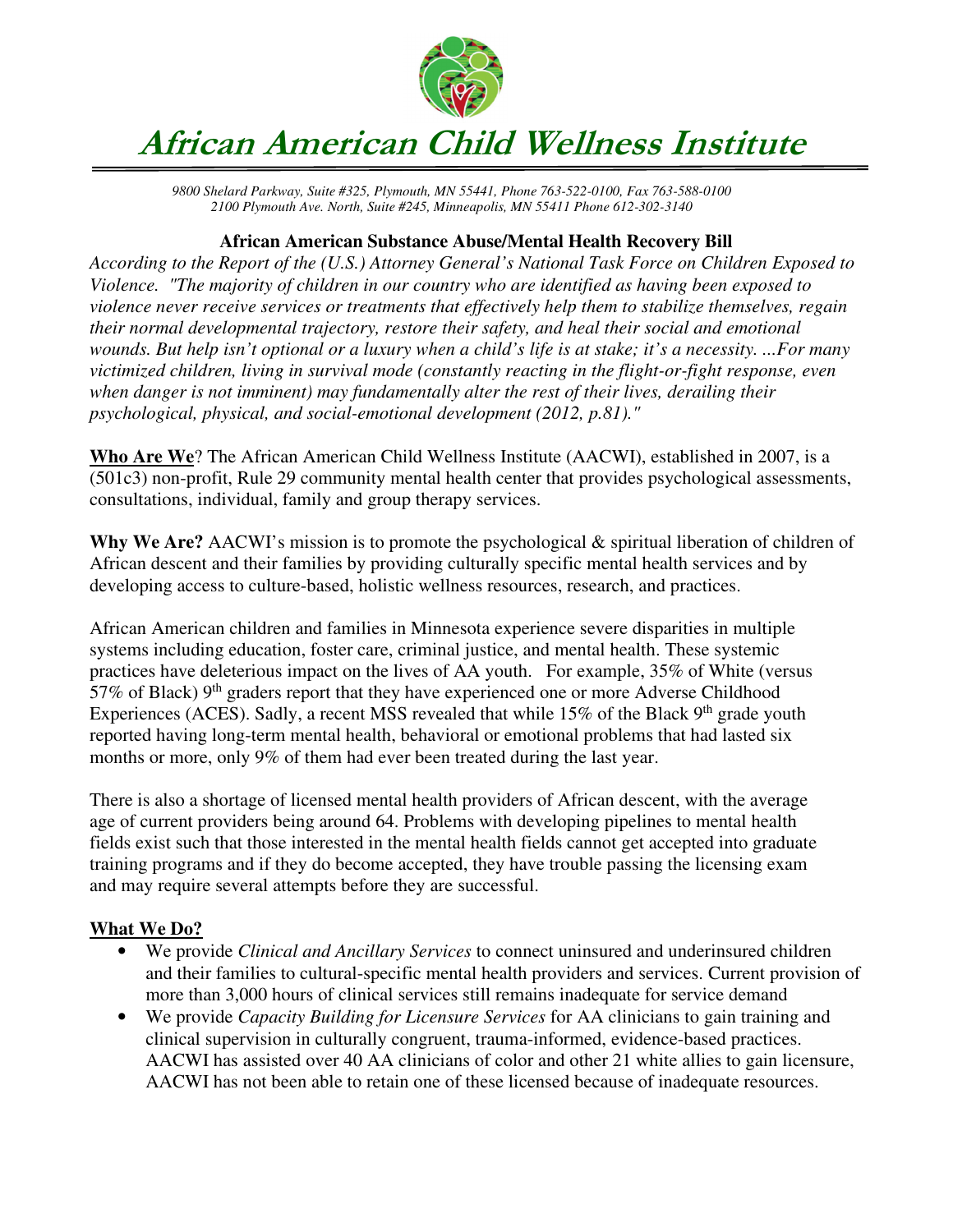# African American Child Wellness Institute

*9800 Shelard Parkway, Suite #325, Plymouth, MN 55441, Phone 763-522-0100, Fax 763-588-0100*
*2100 Plymouth Ave. North, Suite #245, Minneapolis, MN 55411 Phone 612-302-3140*

## African American Substance Abuse/Mental Health Recovery Bill

*According to the Report of the (U.S.) Attorney General's National Task Force on Children Exposed to Violence. "The majority of children in our country who are identified as having been exposed to violence never receive services or treatments that effectively help them to stabilize themselves, regain their normal developmental trajectory, restore their safety, and heal their social and emotional wounds. But help isn't optional or a luxury when a child's life is at stake; it's a necessity. ...For many victimized children, living in survival mode (constantly reacting in the flight-or-fight response, even when danger is not imminent) may fundamentally alter the rest of their lives, derailing their psychological, physical, and social-emotional development (2012, p.81)."*

**Who Are We**? The African American Child Wellness Institute (AACWI), established in 2007, is a (501c3) non-profit, Rule 29 community mental health center that provides psychological assessments, consultations, individual, family and group therapy services.

**Why We Are?** AACWI's mission is to promote the psychological & spiritual liberation of children of African descent and their families by providing culturally specific mental health services and by developing access to culture-based, holistic wellness resources, research, and practices.

African American children and families in Minnesota experience severe disparities in multiple systems including education, foster care, criminal justice, and mental health. These systemic practices have deleterious impact on the lives of AA youth. For example, 35% of White (versus 57% of Black) 9th graders report that they have experienced one or more Adverse Childhood Experiences (ACES). Sadly, a recent MSS revealed that while 15% of the Black 9th grade youth reported having long-term mental health, behavioral or emotional problems that had lasted six months or more, only 9% of them had ever been treated during the last year.

There is also a shortage of licensed mental health providers of African descent, with the average age of current providers being around 64. Problems with developing pipelines to mental health fields exist such that those interested in the mental health fields cannot get accepted into graduate training programs and if they do become accepted, they have trouble passing the licensing exam and may require several attempts before they are successful.

**What We Do?**

- We provide *Clinical and Ancillary Services* to connect uninsured and underinsured children and their families to cultural-specific mental health providers and services. Current provision of more than 3,000 hours of clinical services still remains inadequate for service demand
- We provide *Capacity Building for Licensure Services* for AA clinicians to gain training and clinical supervision in culturally congruent, trauma-informed, evidence-based practices. AACWI has assisted over 40 AA clinicians of color and other 21 white allies to gain licensure, AACWI has not been able to retain one of these licensed because of inadequate resources.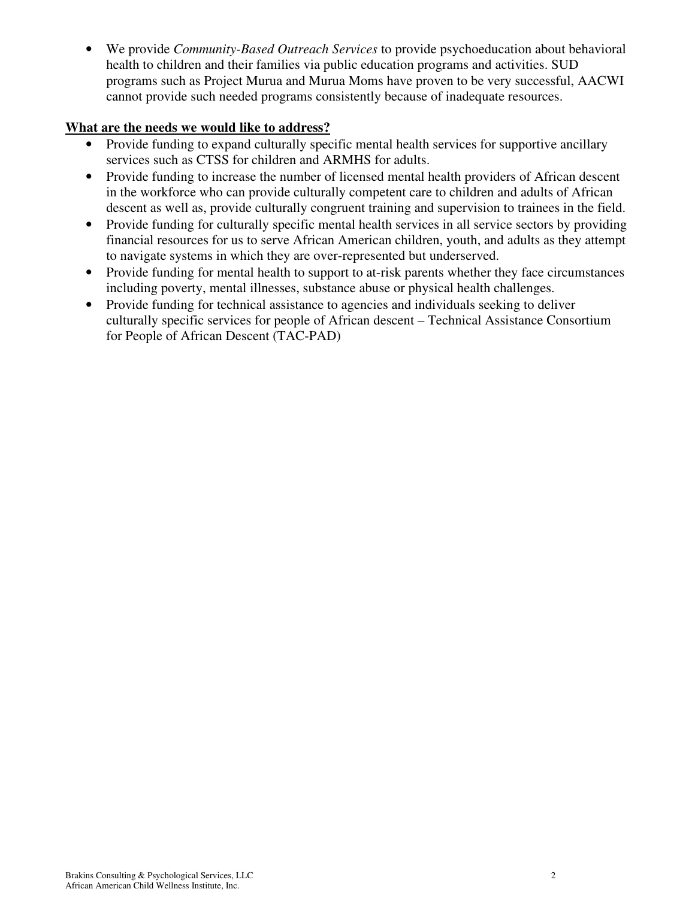- We provide *Community-Based Outreach Services* to provide psychoeducation about behavioral health to children and their families via public education programs and activities. SUD programs such as Project Murua and Murua Moms have proven to be very successful, AACWI cannot provide such needed programs consistently because of inadequate resources.

**<u>What are the needs we would like to address?</u>**

- Provide funding to expand culturally specific mental health services for supportive ancillary services such as CTSS for children and ARMHS for adults.
- Provide funding to increase the number of licensed mental health providers of African descent in the workforce who can provide culturally competent care to children and adults of African descent as well as, provide culturally congruent training and supervision to trainees in the field.
- Provide funding for culturally specific mental health services in all service sectors by providing financial resources for us to serve African American children, youth, and adults as they attempt to navigate systems in which they are over-represented but underserved.
- Provide funding for mental health to support to at-risk parents whether they face circumstances including poverty, mental illnesses, substance abuse or physical health challenges.
- Provide funding for technical assistance to agencies and individuals seeking to deliver culturally specific services for people of African descent – Technical Assistance Consortium for People of African Descent (TAC-PAD)